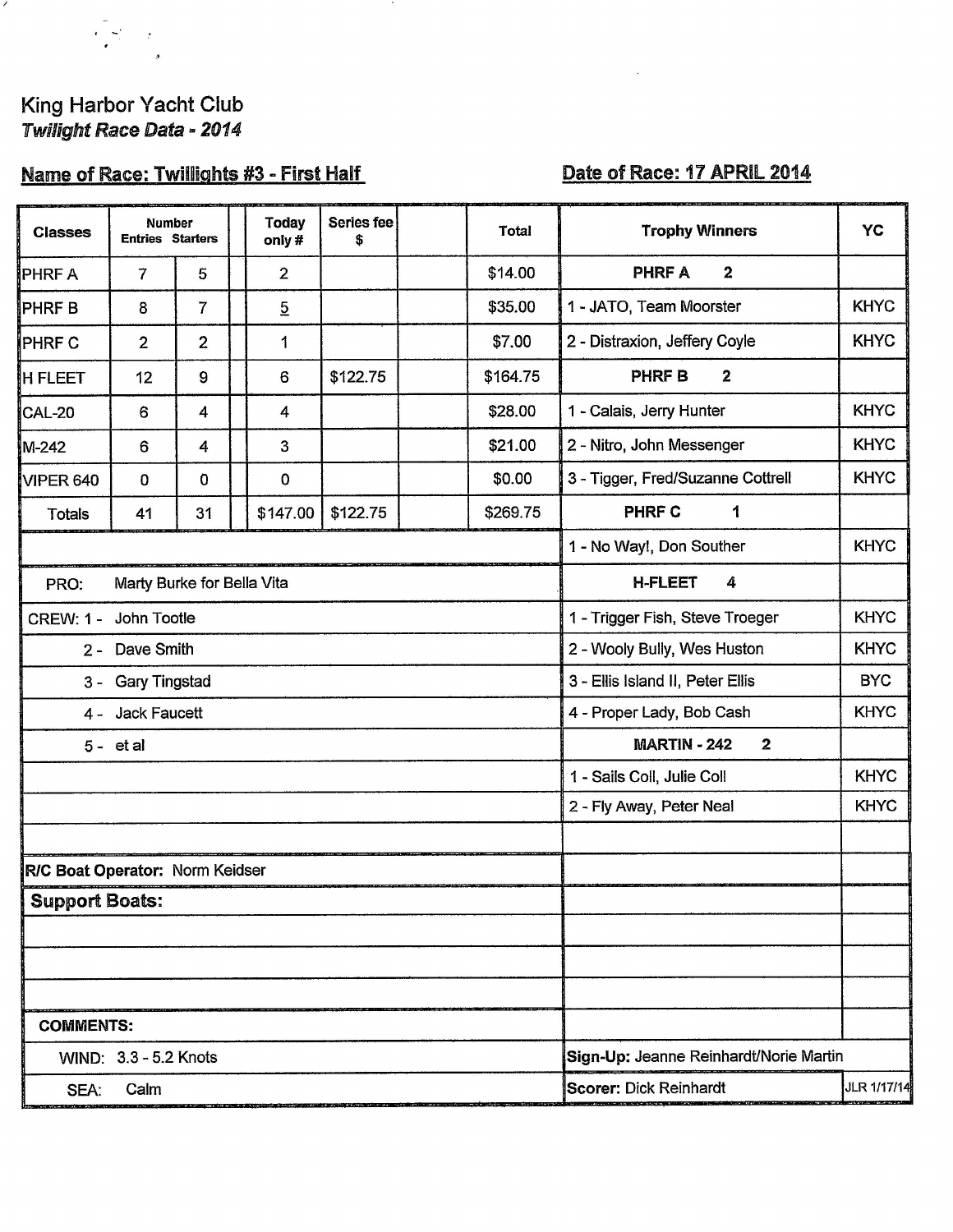# King Harbor Yacht Club

***Twilight Race Data - 2014***

**Name of Race: Twillights #3 - First Half** **Date of Race: 17 APRIL 2014**

| Classes | Number Entries | Starters | Today only # | Series fee $ | Total |
|---|---|---|---|---|---|
| PHRF A | 7 | 5 | 2 | | $14.00 |
| PHRF B | 8 | 7 | 5 | | $35.00 |
| PHRF C | 2 | 2 | 1 | | $7.00 |
| H FLEET | 12 | 9 | 6 | $122.75 | $164.75 |
| CAL-20 | 6 | 4 | 4 | | $28.00 |
| M-242 | 6 | 4 | 3 | | $21.00 |
| VIPER 640 | 0 | 0 | 0 | | $0.00 |
| Totals | 41 | 31 | $147.00 | $122.75 | $269.75 |

PRO: Marty Burke for Bella Vita

CREW:
1 - John Tootle
2 - Dave Smith
3 - Gary Tingstad
4 - Jack Faucett
5 - et al

**R/C Boat Operator:** Norm Keidser

**Support Boats:**

**COMMENTS:**

WIND: 3.3 - 5.2 Knots

SEA: Calm

| Trophy Winners | YC |
|---|---|
| **PHRF A 2** | |
| 1 - JATO, Team Moorster | KHYC |
| 2 - Distraxion, Jeffery Coyle | KHYC |
| **PHRF B 2** | |
| 1 - Calais, Jerry Hunter | KHYC |
| 2 - Nitro, John Messenger | KHYC |
| 3 - Tigger, Fred/Suzanne Cottrell | KHYC |
| **PHRF C 1** | |
| 1 - No Way!, Don Souther | KHYC |
| **H-FLEET 4** | |
| 1 - Trigger Fish, Steve Troeger | KHYC |
| 2 - Wooly Bully, Wes Huston | KHYC |
| 3 - Ellis Island II, Peter Ellis | BYC |
| 4 - Proper Lady, Bob Cash | KHYC |
| **MARTIN - 242 2** | |
| 1 - Sails Coll, Julie Coll | KHYC |
| 2 - Fly Away, Peter Neal | KHYC |

**Sign-Up:** Jeanne Reinhardt/Norie Martin

**Scorer:** Dick Reinhardt JLR 1/17/14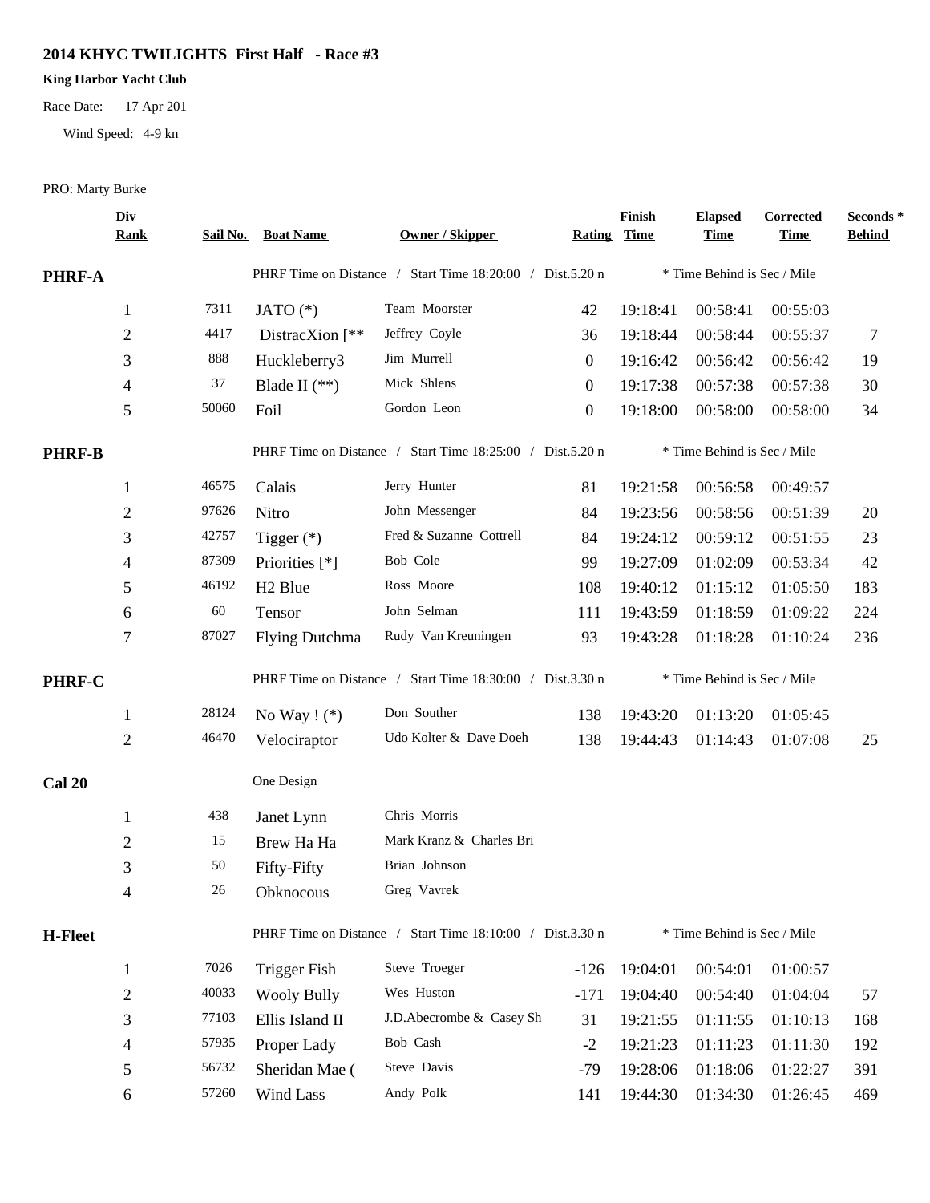## 2014 KHYC TWILIGHTS First Half - Race #3

**King Harbor Yacht Club**

Race Date: 17 Apr 201

Wind Speed: 4-9 kn

PRO: Marty Burke

| Div Rank | Sail No. | Boat Name | Owner / Skipper | Rating | Finish Time | Elapsed Time | Corrected Time | Seconds * Behind |
|---|---|---|---|---|---|---|---|---|
| **PHRF-A** | | PHRF Time on Distance / Start Time 18:20:00 / Dist.5.20 n | | | * Time Behind is Sec / Mile | | | |
| 1 | 7311 | JATO (*) | Team Moorster | 42 | 19:18:41 | 00:58:41 | 00:55:03 | |
| 2 | 4417 | DistracXion [** | Jeffrey Coyle | 36 | 19:18:44 | 00:58:44 | 00:55:37 | 7 |
| 3 | 888 | Huckleberry3 | Jim Murrell | 0 | 19:16:42 | 00:56:42 | 00:56:42 | 19 |
| 4 | 37 | Blade II (**) | Mick Shlens | 0 | 19:17:38 | 00:57:38 | 00:57:38 | 30 |
| 5 | 50060 | Foil | Gordon Leon | 0 | 19:18:00 | 00:58:00 | 00:58:00 | 34 |
| **PHRF-B** | | PHRF Time on Distance / Start Time 18:25:00 / Dist.5.20 n | | | * Time Behind is Sec / Mile | | | |
| 1 | 46575 | Calais | Jerry Hunter | 81 | 19:21:58 | 00:56:58 | 00:49:57 | |
| 2 | 97626 | Nitro | John Messenger | 84 | 19:23:56 | 00:58:56 | 00:51:39 | 20 |
| 3 | 42757 | Tigger (*) | Fred & Suzanne Cottrell | 84 | 19:24:12 | 00:59:12 | 00:51:55 | 23 |
| 4 | 87309 | Priorities [*] | Bob Cole | 99 | 19:27:09 | 01:02:09 | 00:53:34 | 42 |
| 5 | 46192 | H2 Blue | Ross Moore | 108 | 19:40:12 | 01:15:12 | 01:05:50 | 183 |
| 6 | 60 | Tensor | John Selman | 111 | 19:43:59 | 01:18:59 | 01:09:22 | 224 |
| 7 | 87027 | Flying Dutchma | Rudy Van Kreuningen | 93 | 19:43:28 | 01:18:28 | 01:10:24 | 236 |
| **PHRF-C** | | PHRF Time on Distance / Start Time 18:30:00 / Dist.3.30 n | | | * Time Behind is Sec / Mile | | | |
| 1 | 28124 | No Way ! (*) | Don Souther | 138 | 19:43:20 | 01:13:20 | 01:05:45 | |
| 2 | 46470 | Velociraptor | Udo Kolter & Dave Doeh | 138 | 19:44:43 | 01:14:43 | 01:07:08 | 25 |
| **Cal 20** | | One Design | | | | | | |
| 1 | 438 | Janet Lynn | Chris Morris | | | | | |
| 2 | 15 | Brew Ha Ha | Mark Kranz & Charles Bri | | | | | |
| 3 | 50 | Fifty-Fifty | Brian Johnson | | | | | |
| 4 | 26 | Obknocous | Greg Vavrek | | | | | |
| **H-Fleet** | | PHRF Time on Distance / Start Time 18:10:00 / Dist.3.30 n | | | * Time Behind is Sec / Mile | | | |
| 1 | 7026 | Trigger Fish | Steve Troeger | -126 | 19:04:01 | 00:54:01 | 01:00:57 | |
| 2 | 40033 | Wooly Bully | Wes Huston | -171 | 19:04:40 | 00:54:40 | 01:04:04 | 57 |
| 3 | 77103 | Ellis Island II | J.D.Abecrombe & Casey Sh | 31 | 19:21:55 | 01:11:55 | 01:10:13 | 168 |
| 4 | 57935 | Proper Lady | Bob Cash | -2 | 19:21:23 | 01:11:23 | 01:11:30 | 192 |
| 5 | 56732 | Sheridan Mae ( | Steve Davis | -79 | 19:28:06 | 01:18:06 | 01:22:27 | 391 |
| 6 | 57260 | Wind Lass | Andy Polk | 141 | 19:44:30 | 01:34:30 | 01:26:45 | 469 |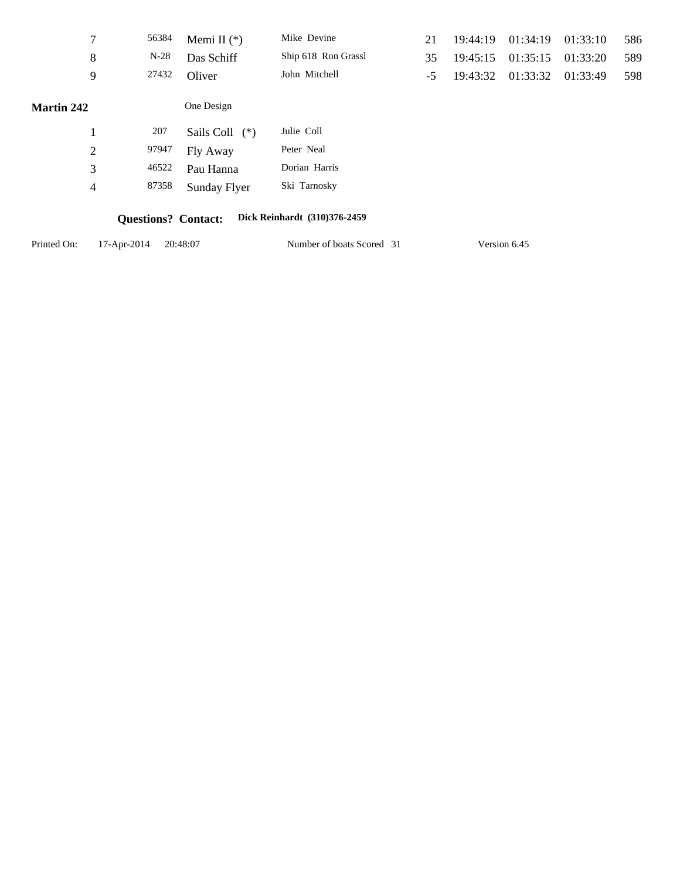| | | | | | | | | |
|---|---|---|---|---|---|---|---|---|
| 7 | 56384 | Memi II (*) | Mike Devine | 21 | 19:44:19 | 01:34:19 | 01:33:10 | 586 |
| 8 | N-28 | Das Schiff | Ship 618 Ron Grassl | 35 | 19:45:15 | 01:35:15 | 01:33:20 | 589 |
| 9 | 27432 | Oliver | John Mitchell | -5 | 19:43:32 | 01:33:32 | 01:33:49 | 598 |

**Martin 242** One Design

| | | | |
|---|---|---|---|
| 1 | 207 | Sails Coll (*) | Julie Coll |
| 2 | 97947 | Fly Away | Peter Neal |
| 3 | 46522 | Pau Hanna | Dorian Harris |
| 4 | 87358 | Sunday Flyer | Ski Tarnosky |

**Questions? Contact:** **Dick Reinhardt (310)376-2459**

Printed On: 17-Apr-2014 20:48:07 Number of boats Scored 31 Version 6.45